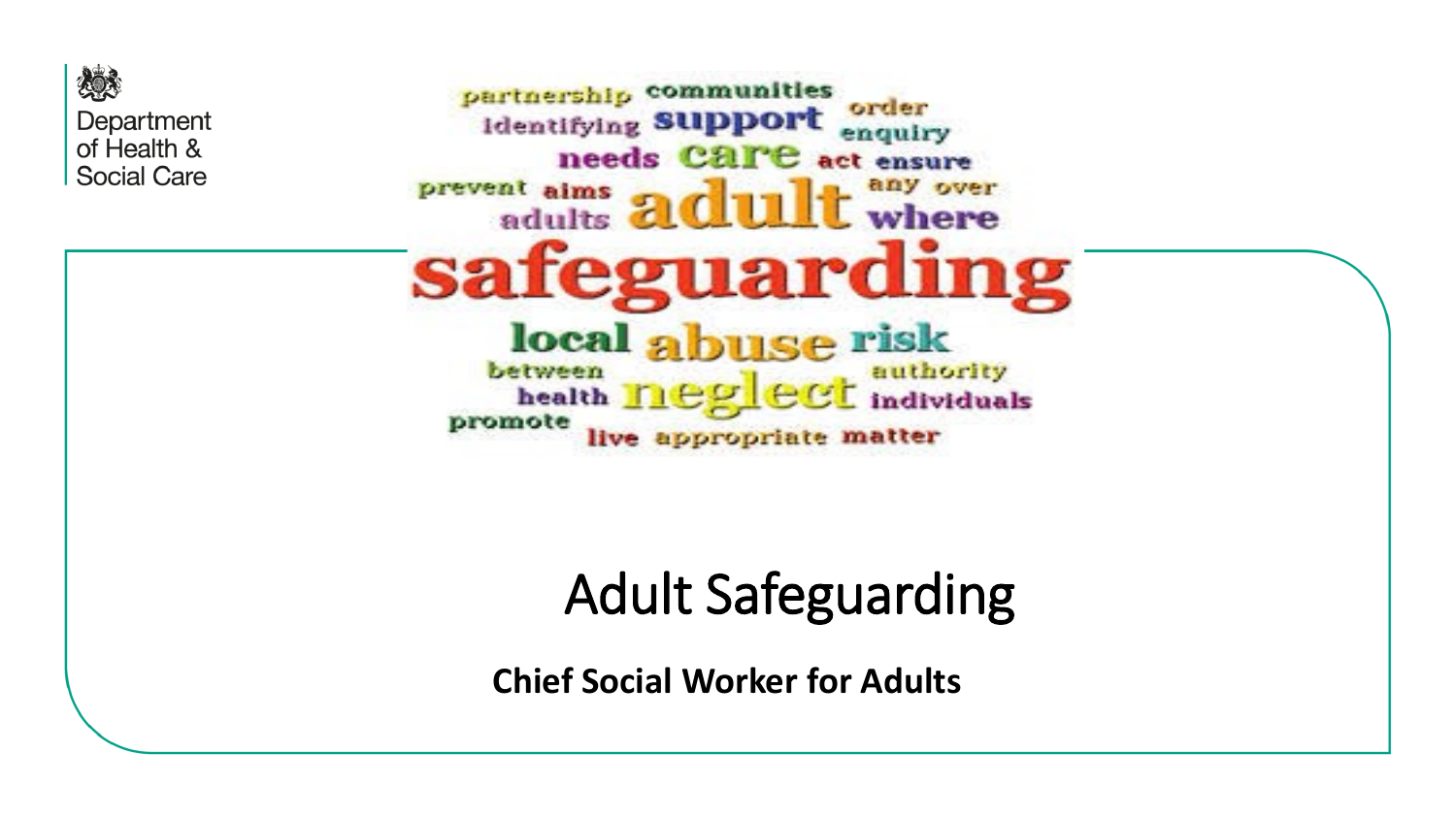Department of Health & Social Care

# Adult Safeguarding

**Chief Social Worker for Adults**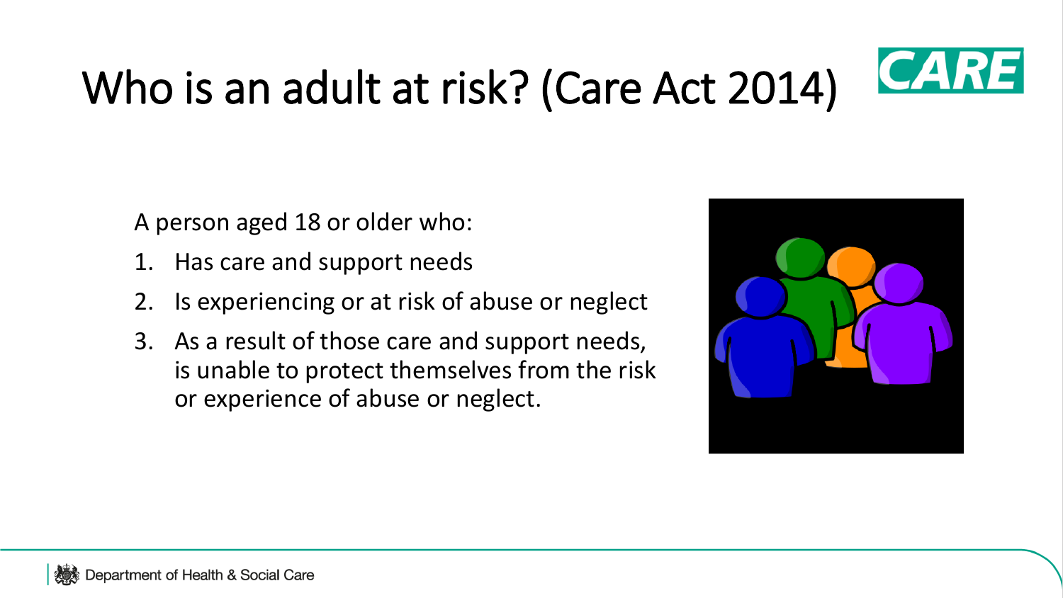# Who is an adult at risk? (Care Act 2014)

A person aged 18 or older who:

1. Has care and support needs
2. Is experiencing or at risk of abuse or neglect
3. As a result of those care and support needs, is unable to protect themselves from the risk or experience of abuse or neglect.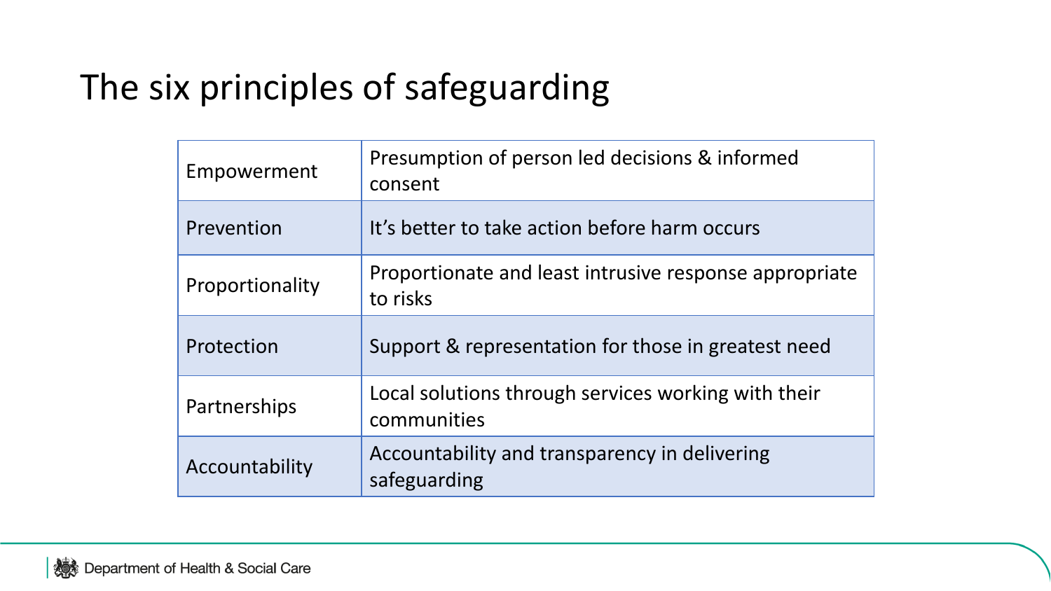# The six principles of safeguarding

| | |
|---|---|
| Empowerment | Presumption of person led decisions & informed consent |
| Prevention | It's better to take action before harm occurs |
| Proportionality | Proportionate and least intrusive response appropriate to risks |
| Protection | Support & representation for those in greatest need |
| Partnerships | Local solutions through services working with their communities |
| Accountability | Accountability and transparency in delivering safeguarding |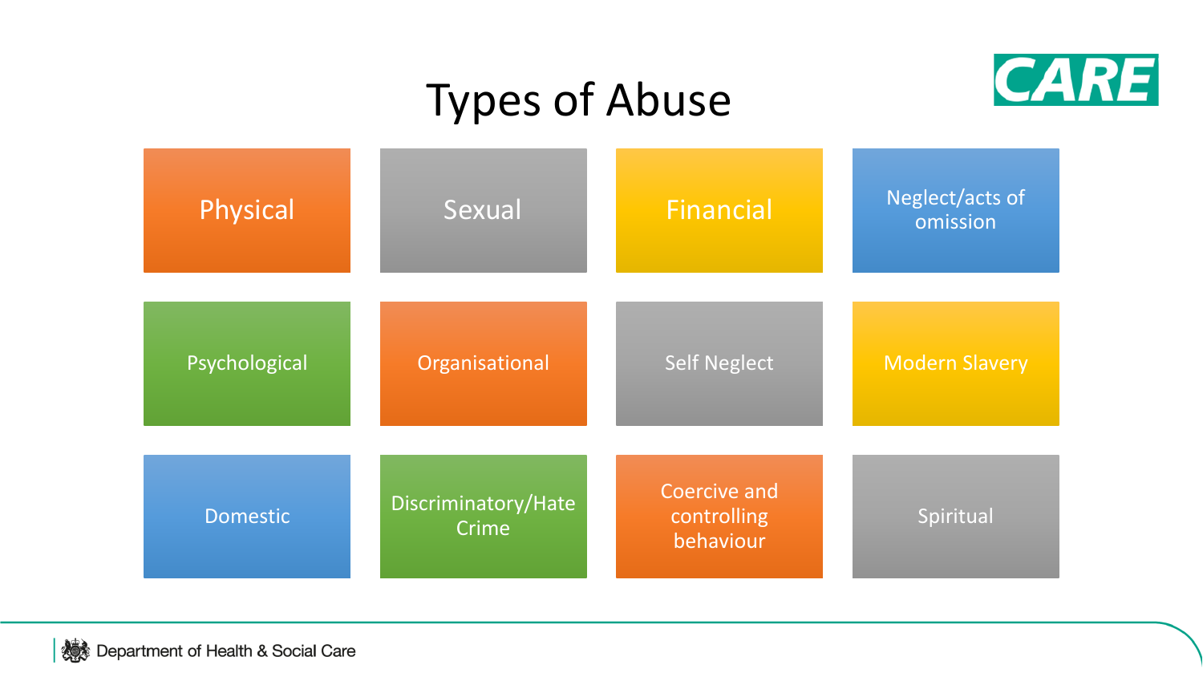# Types of Abuse

- Physical
- Sexual
- Financial
- Neglect/acts of omission
- Psychological
- Organisational
- Self Neglect
- Modern Slavery
- Domestic
- Discriminatory/Hate Crime
- Coercive and controlling behaviour
- Spiritual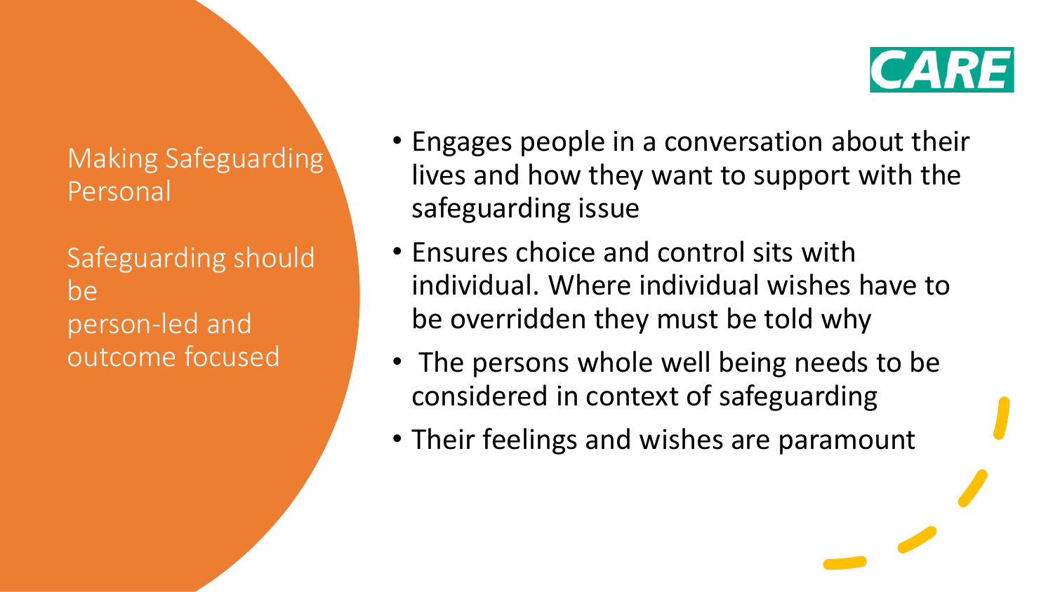CARE

## Making Safeguarding Personal

Safeguarding should be person-led and outcome focused

- Engages people in a conversation about their lives and how they want to support with the safeguarding issue
- Ensures choice and control sits with individual. Where individual wishes have to be overridden they must be told why
- The persons whole well being needs to be considered in context of safeguarding
- Their feelings and wishes are paramount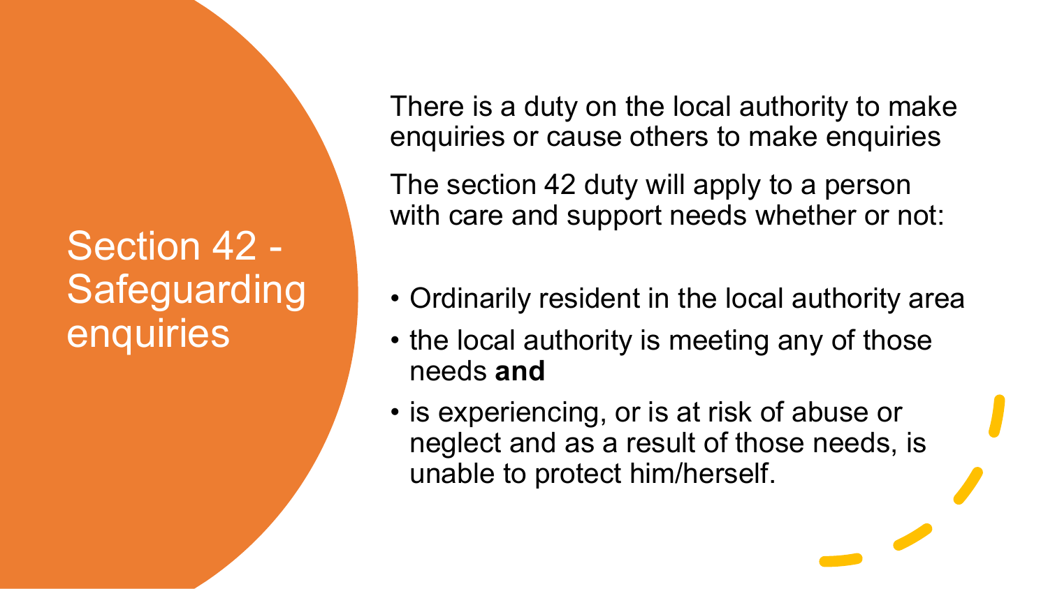# Section 42 - Safeguarding enquiries

There is a duty on the local authority to make enquiries or cause others to make enquiries

The section 42 duty will apply to a person with care and support needs whether or not:

- Ordinarily resident in the local authority area
- the local authority is meeting any of those needs **and**
- is experiencing, or is at risk of abuse or neglect and as a result of those needs, is unable to protect him/herself.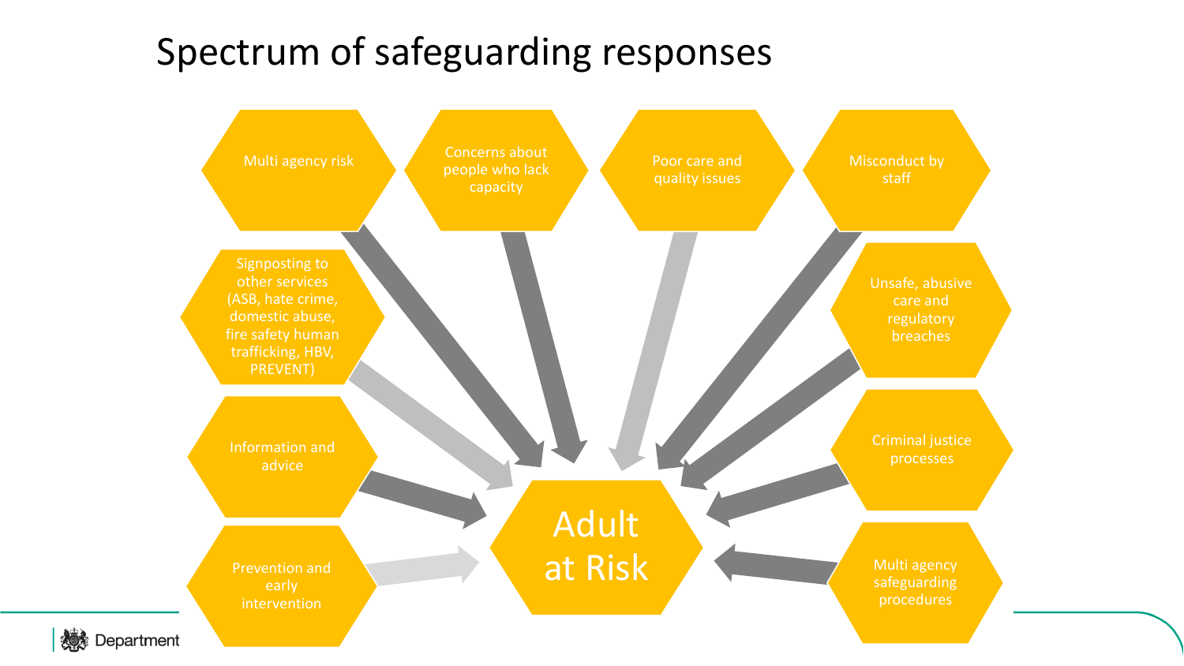# Spectrum of safeguarding responses

Multi agency risk

Concerns about people who lack capacity

Poor care and quality issues

Misconduct by staff

Signposting to other services (ASB, hate crime, domestic abuse, fire safety human trafficking, HBV, PREVENT)

Unsafe, abusive care and regulatory breaches

Information and advice

Criminal justice processes

Prevention and early intervention

Multi agency safeguarding procedures

Adult at Risk